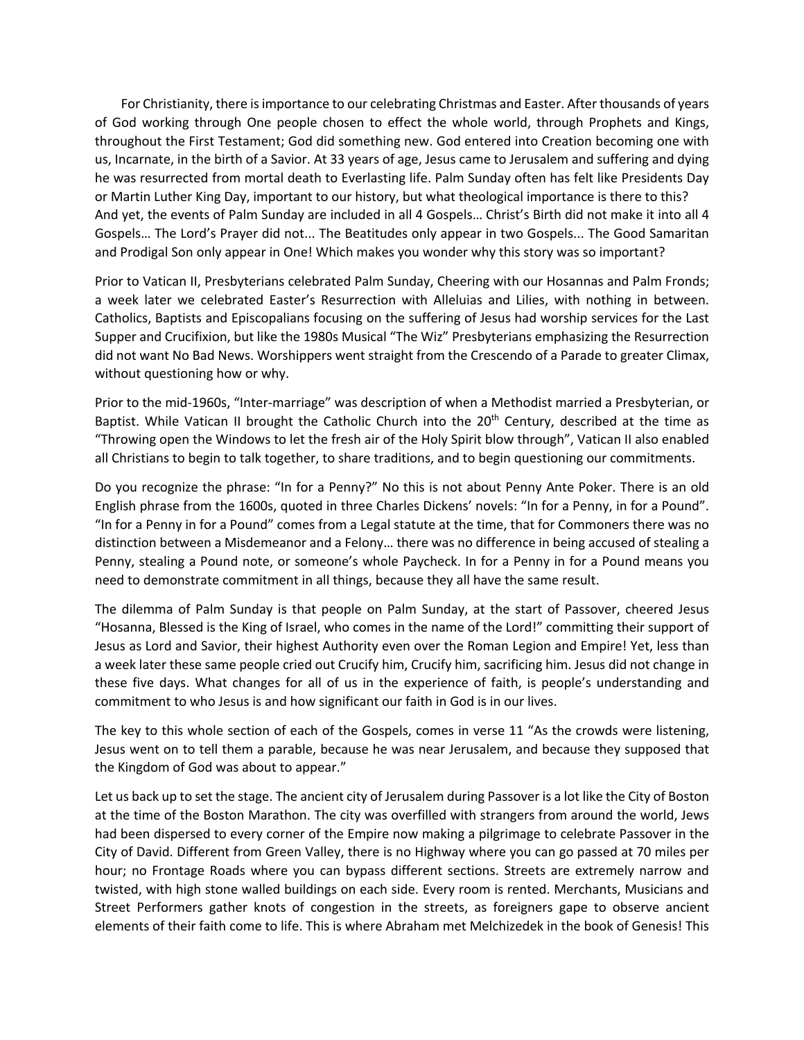For Christianity, there is importance to our celebrating Christmas and Easter. After thousands of years of God working through One people chosen to effect the whole world, through Prophets and Kings, throughout the First Testament; God did something new. God entered into Creation becoming one with us, Incarnate, in the birth of a Savior. At 33 years of age, Jesus came to Jerusalem and suffering and dying he was resurrected from mortal death to Everlasting life. Palm Sunday often has felt like Presidents Day or Martin Luther King Day, important to our history, but what theological importance is there to this? And yet, the events of Palm Sunday are included in all 4 Gospels… Christ's Birth did not make it into all 4 Gospels… The Lord's Prayer did not... The Beatitudes only appear in two Gospels... The Good Samaritan and Prodigal Son only appear in One! Which makes you wonder why this story was so important?

Prior to Vatican II, Presbyterians celebrated Palm Sunday, Cheering with our Hosannas and Palm Fronds; a week later we celebrated Easter's Resurrection with Alleluias and Lilies, with nothing in between. Catholics, Baptists and Episcopalians focusing on the suffering of Jesus had worship services for the Last Supper and Crucifixion, but like the 1980s Musical "The Wiz" Presbyterians emphasizing the Resurrection did not want No Bad News. Worshippers went straight from the Crescendo of a Parade to greater Climax, without questioning how or why.

Prior to the mid-1960s, "Inter-marriage" was description of when a Methodist married a Presbyterian, or Baptist. While Vatican II brought the Catholic Church into the 20th Century, described at the time as "Throwing open the Windows to let the fresh air of the Holy Spirit blow through", Vatican II also enabled all Christians to begin to talk together, to share traditions, and to begin questioning our commitments.

Do you recognize the phrase: "In for a Penny?" No this is not about Penny Ante Poker. There is an old English phrase from the 1600s, quoted in three Charles Dickens' novels: "In for a Penny, in for a Pound". "In for a Penny in for a Pound" comes from a Legal statute at the time, that for Commoners there was no distinction between a Misdemeanor and a Felony… there was no difference in being accused of stealing a Penny, stealing a Pound note, or someone's whole Paycheck. In for a Penny in for a Pound means you need to demonstrate commitment in all things, because they all have the same result.

The dilemma of Palm Sunday is that people on Palm Sunday, at the start of Passover, cheered Jesus "Hosanna, Blessed is the King of Israel, who comes in the name of the Lord!" committing their support of Jesus as Lord and Savior, their highest Authority even over the Roman Legion and Empire! Yet, less than a week later these same people cried out Crucify him, Crucify him, sacrificing him. Jesus did not change in these five days. What changes for all of us in the experience of faith, is people's understanding and commitment to who Jesus is and how significant our faith in God is in our lives.

The key to this whole section of each of the Gospels, comes in verse 11 "As the crowds were listening, Jesus went on to tell them a parable, because he was near Jerusalem, and because they supposed that the Kingdom of God was about to appear."

Let us back up to set the stage. The ancient city of Jerusalem during Passover is a lot like the City of Boston at the time of the Boston Marathon. The city was overfilled with strangers from around the world, Jews had been dispersed to every corner of the Empire now making a pilgrimage to celebrate Passover in the City of David. Different from Green Valley, there is no Highway where you can go passed at 70 miles per hour; no Frontage Roads where you can bypass different sections. Streets are extremely narrow and twisted, with high stone walled buildings on each side. Every room is rented. Merchants, Musicians and Street Performers gather knots of congestion in the streets, as foreigners gape to observe ancient elements of their faith come to life. This is where Abraham met Melchizedek in the book of Genesis! This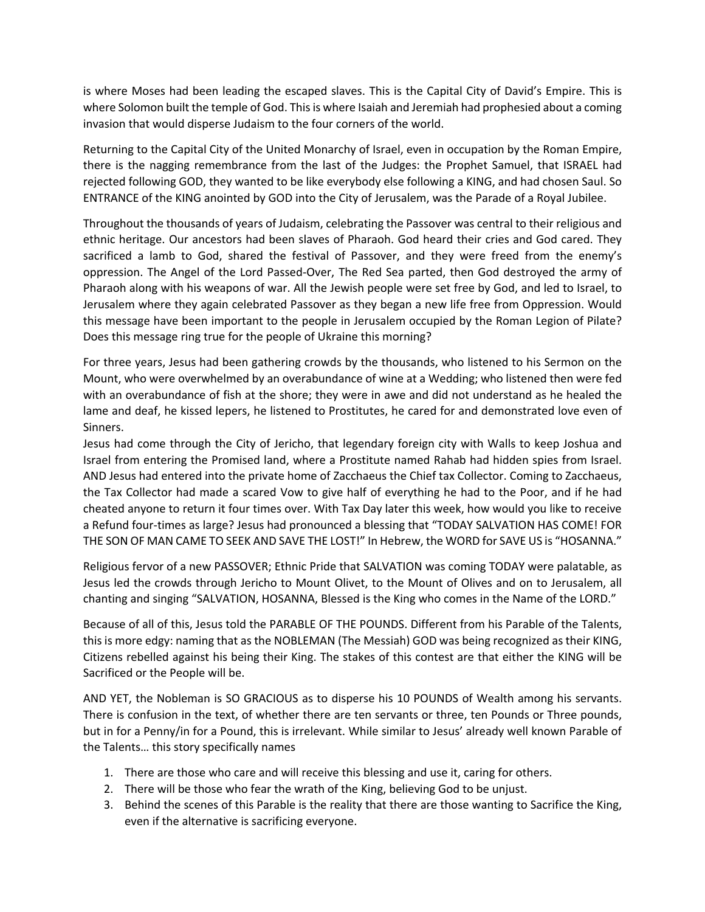is where Moses had been leading the escaped slaves. This is the Capital City of David's Empire. This is where Solomon built the temple of God. This is where Isaiah and Jeremiah had prophesied about a coming invasion that would disperse Judaism to the four corners of the world.

Returning to the Capital City of the United Monarchy of Israel, even in occupation by the Roman Empire, there is the nagging remembrance from the last of the Judges: the Prophet Samuel, that ISRAEL had rejected following GOD, they wanted to be like everybody else following a KING, and had chosen Saul. So ENTRANCE of the KING anointed by GOD into the City of Jerusalem, was the Parade of a Royal Jubilee.

Throughout the thousands of years of Judaism, celebrating the Passover was central to their religious and ethnic heritage. Our ancestors had been slaves of Pharaoh. God heard their cries and God cared. They sacrificed a lamb to God, shared the festival of Passover, and they were freed from the enemy's oppression. The Angel of the Lord Passed-Over, The Red Sea parted, then God destroyed the army of Pharaoh along with his weapons of war. All the Jewish people were set free by God, and led to Israel, to Jerusalem where they again celebrated Passover as they began a new life free from Oppression. Would this message have been important to the people in Jerusalem occupied by the Roman Legion of Pilate? Does this message ring true for the people of Ukraine this morning?

For three years, Jesus had been gathering crowds by the thousands, who listened to his Sermon on the Mount, who were overwhelmed by an overabundance of wine at a Wedding; who listened then were fed with an overabundance of fish at the shore; they were in awe and did not understand as he healed the lame and deaf, he kissed lepers, he listened to Prostitutes, he cared for and demonstrated love even of Sinners.

Jesus had come through the City of Jericho, that legendary foreign city with Walls to keep Joshua and Israel from entering the Promised land, where a Prostitute named Rahab had hidden spies from Israel. AND Jesus had entered into the private home of Zacchaeus the Chief tax Collector. Coming to Zacchaeus, the Tax Collector had made a scared Vow to give half of everything he had to the Poor, and if he had cheated anyone to return it four times over. With Tax Day later this week, how would you like to receive a Refund four-times as large? Jesus had pronounced a blessing that "TODAY SALVATION HAS COME! FOR THE SON OF MAN CAME TO SEEK AND SAVE THE LOST!" In Hebrew, the WORD for SAVE US is "HOSANNA."

Religious fervor of a new PASSOVER; Ethnic Pride that SALVATION was coming TODAY were palatable, as Jesus led the crowds through Jericho to Mount Olivet, to the Mount of Olives and on to Jerusalem, all chanting and singing "SALVATION, HOSANNA, Blessed is the King who comes in the Name of the LORD."

Because of all of this, Jesus told the PARABLE OF THE POUNDS. Different from his Parable of the Talents, this is more edgy: naming that as the NOBLEMAN (The Messiah) GOD was being recognized as their KING, Citizens rebelled against his being their King. The stakes of this contest are that either the KING will be Sacrificed or the People will be.

AND YET, the Nobleman is SO GRACIOUS as to disperse his 10 POUNDS of Wealth among his servants. There is confusion in the text, of whether there are ten servants or three, ten Pounds or Three pounds, but in for a Penny/in for a Pound, this is irrelevant. While similar to Jesus' already well known Parable of the Talents… this story specifically names

1. There are those who care and will receive this blessing and use it, caring for others.
2. There will be those who fear the wrath of the King, believing God to be unjust.
3. Behind the scenes of this Parable is the reality that there are those wanting to Sacrifice the King, even if the alternative is sacrificing everyone.